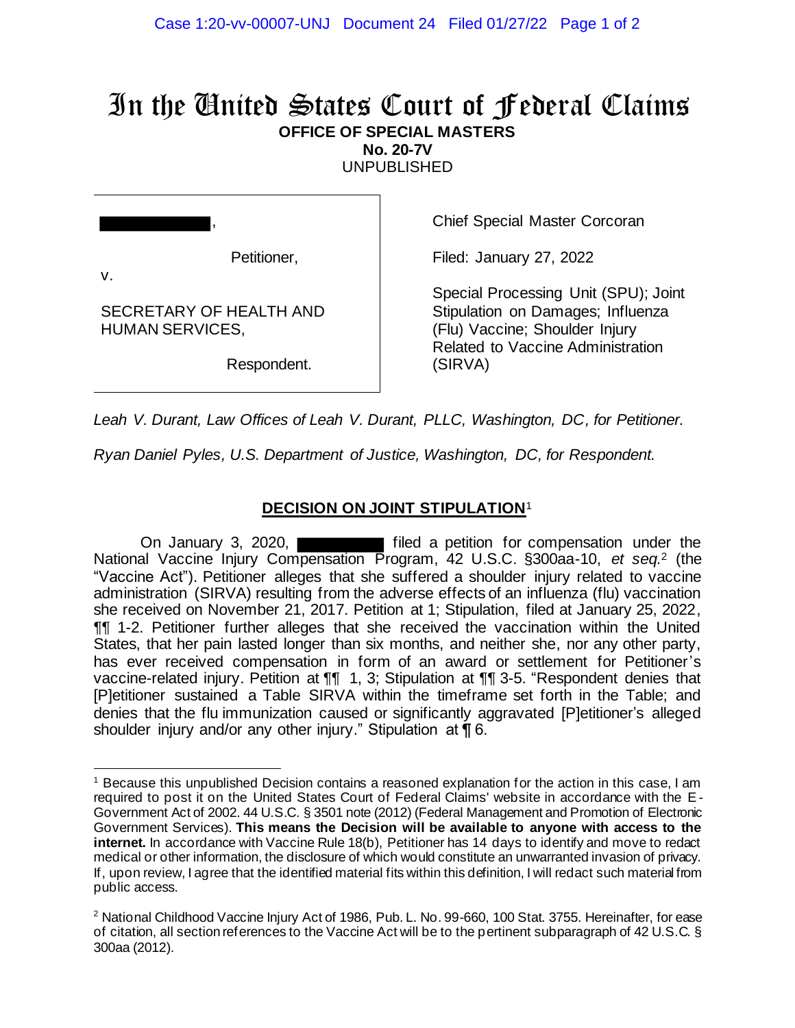# In the United States Court of Federal Claims

**OFFICE OF SPECIAL MASTERS**

**No. 20-7V**

UNPUBLISHED

| | |
|---|---|
| ██████████, Petitioner, v. SECRETARY OF HEALTH AND HUMAN SERVICES, Respondent. | Chief Special Master Corcoran<br><br>Filed: January 27, 2022<br><br>Special Processing Unit (SPU); Joint Stipulation on Damages; Influenza (Flu) Vaccine; Shoulder Injury Related to Vaccine Administration (SIRVA) |

*Leah V. Durant, Law Offices of Leah V. Durant, PLLC, Washington, DC, for Petitioner.*

*Ryan Daniel Pyles, U.S. Department of Justice, Washington, DC, for Respondent.*

## DECISION ON JOINT STIPULATION[1]

On January 3, 2020, ██████████ filed a petition for compensation under the National Vaccine Injury Compensation Program, 42 U.S.C. §300aa-10, *et seq.*[2] (the "Vaccine Act"). Petitioner alleges that she suffered a shoulder injury related to vaccine administration (SIRVA) resulting from the adverse effects of an influenza (flu) vaccination she received on November 21, 2017. Petition at 1; Stipulation, filed at January 25, 2022, ¶¶ 1-2. Petitioner further alleges that she received the vaccination within the United States, that her pain lasted longer than six months, and neither she, nor any other party, has ever received compensation in form of an award or settlement for Petitioner's vaccine-related injury. Petition at ¶¶ 1, 3; Stipulation at ¶¶ 3-5. "Respondent denies that [P]etitioner sustained a Table SIRVA within the timeframe set forth in the Table; and denies that the flu immunization caused or significantly aggravated [P]etitioner's alleged shoulder injury and/or any other injury." Stipulation at ¶ 6.

---

[1] Because this unpublished Decision contains a reasoned explanation for the action in this case, I am required to post it on the United States Court of Federal Claims' website in accordance with the E-Government Act of 2002. 44 U.S.C. § 3501 note (2012) (Federal Management and Promotion of Electronic Government Services). **This means the Decision will be available to anyone with access to the internet.** In accordance with Vaccine Rule 18(b), Petitioner has 14 days to identify and move to redact medical or other information, the disclosure of which would constitute an unwarranted invasion of privacy. If, upon review, I agree that the identified material fits within this definition, I will redact such material from public access.

[2] National Childhood Vaccine Injury Act of 1986, Pub. L. No. 99-660, 100 Stat. 3755. Hereinafter, for ease of citation, all section references to the Vaccine Act will be to the pertinent subparagraph of 42 U.S.C. § 300aa (2012).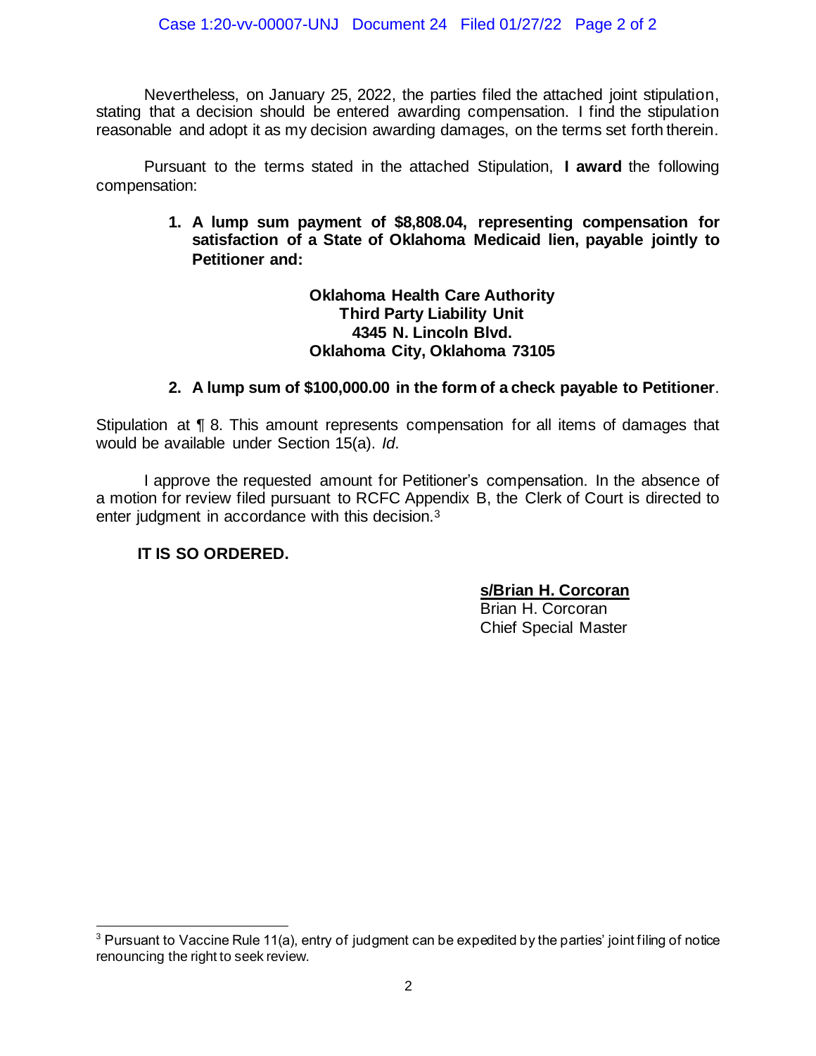Nevertheless, on January 25, 2022, the parties filed the attached joint stipulation, stating that a decision should be entered awarding compensation. I find the stipulation reasonable and adopt it as my decision awarding damages, on the terms set forth therein.

Pursuant to the terms stated in the attached Stipulation, **I award** the following compensation:

> **1. A lump sum payment of $8,808.04, representing compensation for satisfaction of a State of Oklahoma Medicaid lien, payable jointly to Petitioner and:**
>
> **Oklahoma Health Care Authority**
> **Third Party Liability Unit**
> **4345 N. Lincoln Blvd.**
> **Oklahoma City, Oklahoma 73105**
>
> **2. A lump sum of $100,000.00 in the form of a check payable to Petitioner**.

Stipulation at ¶ 8. This amount represents compensation for all items of damages that would be available under Section 15(a). *Id*.

I approve the requested amount for Petitioner's compensation. In the absence of a motion for review filed pursuant to RCFC Appendix B, the Clerk of Court is directed to enter judgment in accordance with this decision.[3]

**IT IS SO ORDERED.**

**s/Brian H. Corcoran**
Brian H. Corcoran
Chief Special Master

---

[3] Pursuant to Vaccine Rule 11(a), entry of judgment can be expedited by the parties' joint filing of notice renouncing the right to seek review.